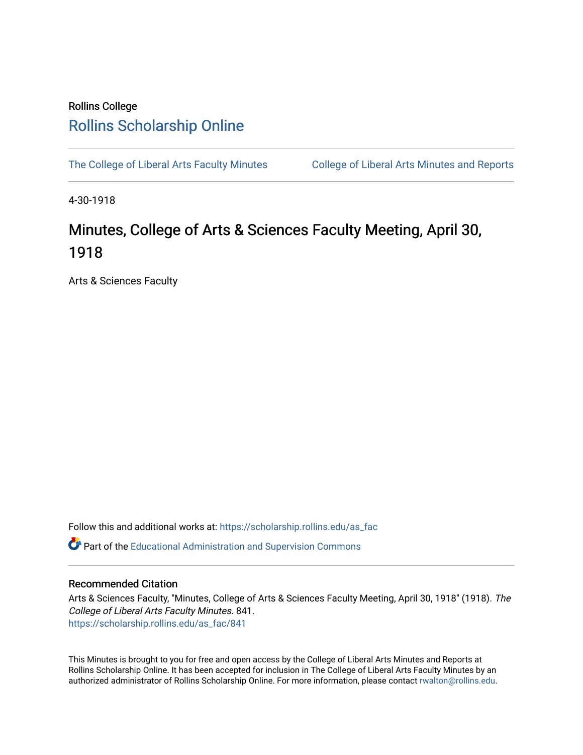Rollins College

# Rollins Scholarship Online

The College of Liberal Arts Faculty Minutes | College of Liberal Arts Minutes and Reports

4-30-1918

## Minutes, College of Arts & Sciences Faculty Meeting, April 30, 1918

Arts & Sciences Faculty

Follow this and additional works at: https://scholarship.rollins.edu/as_fac

Part of the Educational Administration and Supervision Commons

### Recommended Citation

Arts & Sciences Faculty, "Minutes, College of Arts & Sciences Faculty Meeting, April 30, 1918" (1918). *The College of Liberal Arts Faculty Minutes*. 841.
https://scholarship.rollins.edu/as_fac/841

This Minutes is brought to you for free and open access by the College of Liberal Arts Minutes and Reports at Rollins Scholarship Online. It has been accepted for inclusion in The College of Liberal Arts Faculty Minutes by an authorized administrator of Rollins Scholarship Online. For more information, please contact rwalton@rollins.edu.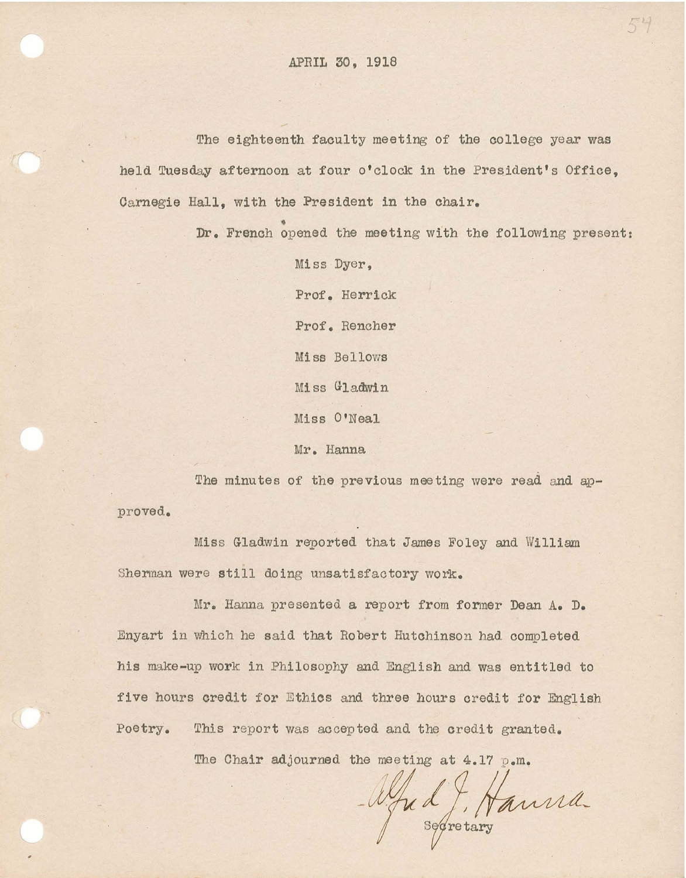APRIL 30, 1918

The eighteenth faculty meeting of the college year was held Tuesday afternoon at four o'clock in the President's Office, Carnegie Hall, with the President in the chair.

Dr. French opened the meeting with the following present:

Miss Dyer,
Prof. Herrick
Prof. Rencher
Miss Bellows
Miss Gladwin
Miss O'Neal
Mr. Hanna

The minutes of the previous meeting were read and approved.

Miss Gladwin reported that James Foley and William Sherman were still doing unsatisfactory work.

Mr. Hanna presented a report from former Dean A. D. Enyart in which he said that Robert Hutchinson had completed his make-up work in Philosophy and English and was entitled to five hours credit for Ethics and three hours credit for English Poetry. This report was accepted and the credit granted.

The Chair adjourned the meeting at 4.17 p.m.

Alfred J. Hanna
Secretary